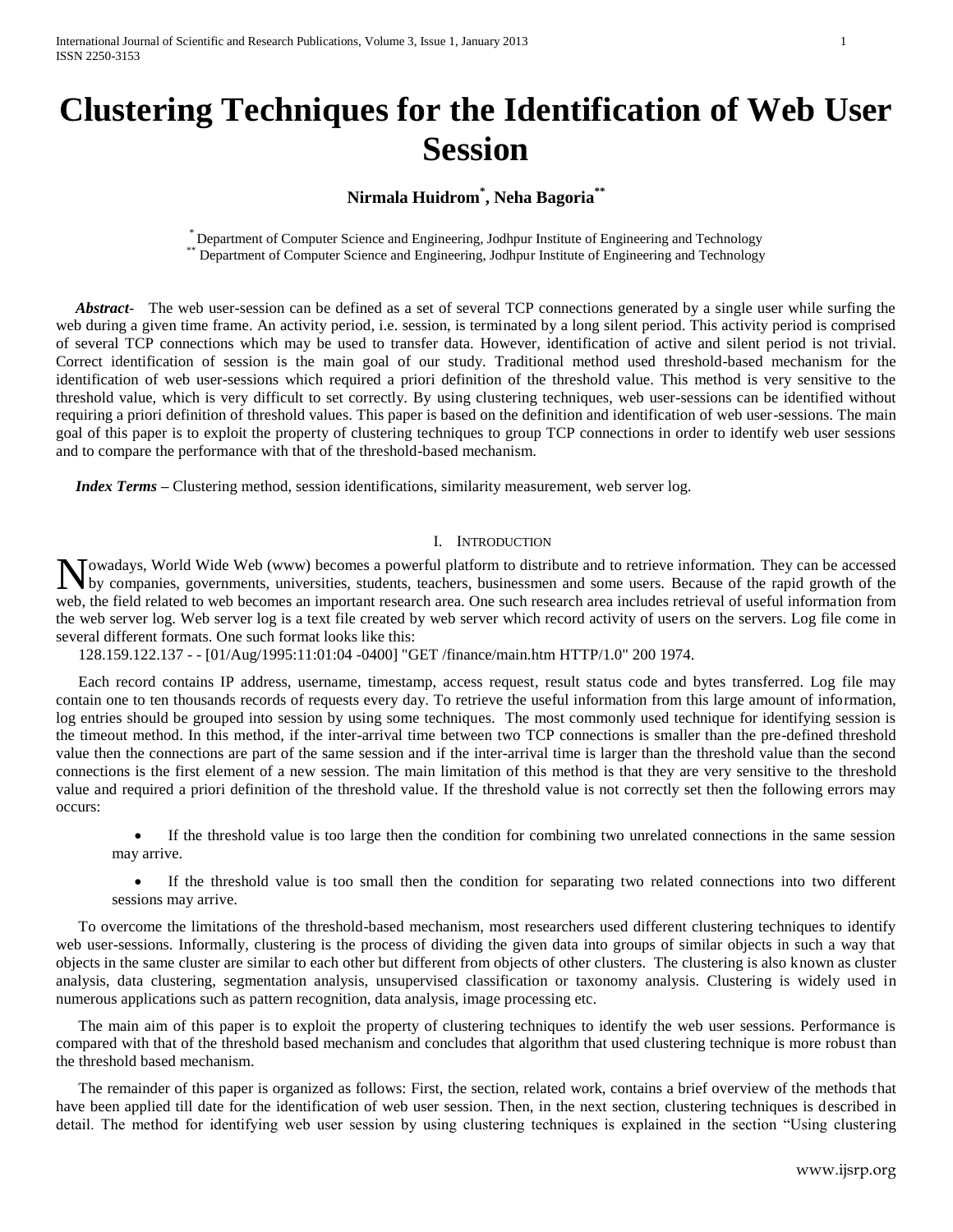# Clustering Techniques for the Identification of Web User Session

**Nirmala Huidrom[*], Neha Bagoria[**]**

[*] Department of Computer Science and Engineering, Jodhpur Institute of Engineering and Technology
[**] Department of Computer Science and Engineering, Jodhpur Institute of Engineering and Technology

***Abstract*-** The web user-session can be defined as a set of several TCP connections generated by a single user while surfing the web during a given time frame. An activity period, i.e. session, is terminated by a long silent period. This activity period is comprised of several TCP connections which may be used to transfer data. However, identification of active and silent period is not trivial. Correct identification of session is the main goal of our study. Traditional method used threshold-based mechanism for the identification of web user-sessions which required a priori definition of the threshold value. This method is very sensitive to the threshold value, which is very difficult to set correctly. By using clustering techniques, web user-sessions can be identified without requiring a priori definition of threshold values. This paper is based on the definition and identification of web user-sessions. The main goal of this paper is to exploit the property of clustering techniques to group TCP connections in order to identify web user sessions and to compare the performance with that of the threshold-based mechanism.

***Index Terms* –** Clustering method, session identifications, similarity measurement, web server log.

## I. Introduction

Nowadays, World Wide Web (www) becomes a powerful platform to distribute and to retrieve information. They can be accessed by companies, governments, universities, students, teachers, businessmen and some users. Because of the rapid growth of the web, the field related to web becomes an important research area. One such research area includes retrieval of useful information from the web server log. Web server log is a text file created by web server which record activity of users on the servers. Log file come in several different formats. One such format looks like this:

128.159.122.137 - - [01/Aug/1995:11:01:04 -0400] "GET /finance/main.htm HTTP/1.0" 200 1974.

Each record contains IP address, username, timestamp, access request, result status code and bytes transferred. Log file may contain one to ten thousands records of requests every day. To retrieve the useful information from this large amount of information, log entries should be grouped into session by using some techniques. The most commonly used technique for identifying session is the timeout method. In this method, if the inter-arrival time between two TCP connections is smaller than the pre-defined threshold value then the connections are part of the same session and if the inter-arrival time is larger than the threshold value than the second connections is the first element of a new session. The main limitation of this method is that they are very sensitive to the threshold value and required a priori definition of the threshold value. If the threshold value is not correctly set then the following errors may occurs:

- If the threshold value is too large then the condition for combining two unrelated connections in the same session may arrive.
- If the threshold value is too small then the condition for separating two related connections into two different sessions may arrive.

To overcome the limitations of the threshold-based mechanism, most researchers used different clustering techniques to identify web user-sessions. Informally, clustering is the process of dividing the given data into groups of similar objects in such a way that objects in the same cluster are similar to each other but different from objects of other clusters. The clustering is also known as cluster analysis, data clustering, segmentation analysis, unsupervised classification or taxonomy analysis. Clustering is widely used in numerous applications such as pattern recognition, data analysis, image processing etc.

The main aim of this paper is to exploit the property of clustering techniques to identify the web user sessions. Performance is compared with that of the threshold based mechanism and concludes that algorithm that used clustering technique is more robust than the threshold based mechanism.

The remainder of this paper is organized as follows: First, the section, related work, contains a brief overview of the methods that have been applied till date for the identification of web user session. Then, in the next section, clustering techniques is described in detail. The method for identifying web user session by using clustering techniques is explained in the section "Using clustering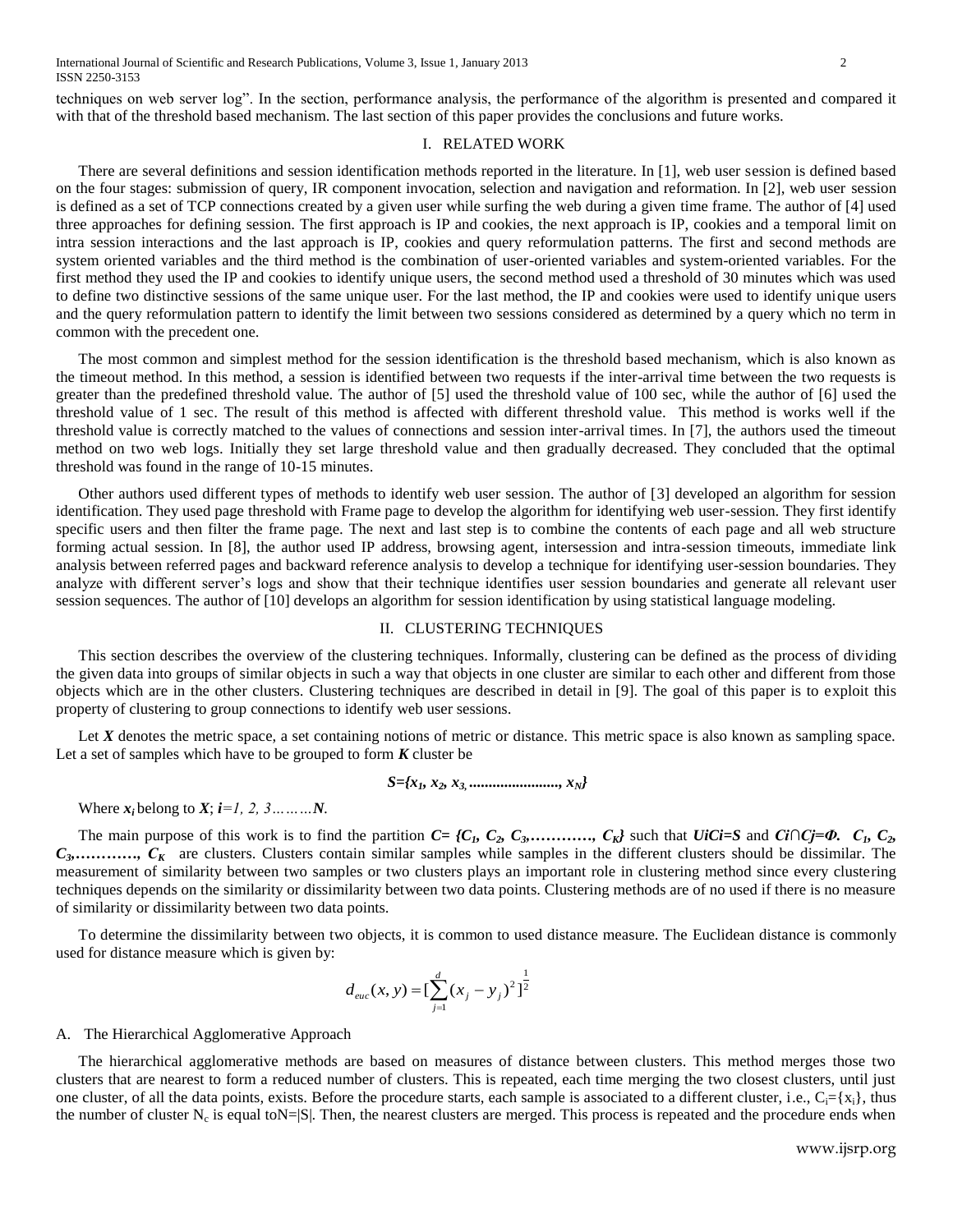techniques on web server log". In the section, performance analysis, the performance of the algorithm is presented and compared it with that of the threshold based mechanism. The last section of this paper provides the conclusions and future works.

## I. RELATED WORK

There are several definitions and session identification methods reported in the literature. In [1], web user session is defined based on the four stages: submission of query, IR component invocation, selection and navigation and reformation. In [2], web user session is defined as a set of TCP connections created by a given user while surfing the web during a given time frame. The author of [4] used three approaches for defining session. The first approach is IP and cookies, the next approach is IP, cookies and a temporal limit on intra session interactions and the last approach is IP, cookies and query reformulation patterns. The first and second methods are system oriented variables and the third method is the combination of user-oriented variables and system-oriented variables. For the first method they used the IP and cookies to identify unique users, the second method used a threshold of 30 minutes which was used to define two distinctive sessions of the same unique user. For the last method, the IP and cookies were used to identify unique users and the query reformulation pattern to identify the limit between two sessions considered as determined by a query which no term in common with the precedent one.

The most common and simplest method for the session identification is the threshold based mechanism, which is also known as the timeout method. In this method, a session is identified between two requests if the inter-arrival time between the two requests is greater than the predefined threshold value. The author of [5] used the threshold value of 100 sec, while the author of [6] used the threshold value of 1 sec. The result of this method is affected with different threshold value. This method is works well if the threshold value is correctly matched to the values of connections and session inter-arrival times. In [7], the authors used the timeout method on two web logs. Initially they set large threshold value and then gradually decreased. They concluded that the optimal threshold was found in the range of 10-15 minutes.

Other authors used different types of methods to identify web user session. The author of [3] developed an algorithm for session identification. They used page threshold with Frame page to develop the algorithm for identifying web user-session. They first identify specific users and then filter the frame page. The next and last step is to combine the contents of each page and all web structure forming actual session. In [8], the author used IP address, browsing agent, intersession and intra-session timeouts, immediate link analysis between referred pages and backward reference analysis to develop a technique for identifying user-session boundaries. They analyze with different server's logs and show that their technique identifies user session boundaries and generate all relevant user session sequences. The author of [10] develops an algorithm for session identification by using statistical language modeling.

## II. CLUSTERING TECHNIQUES

This section describes the overview of the clustering techniques. Informally, clustering can be defined as the process of dividing the given data into groups of similar objects in such a way that objects in one cluster are similar to each other and different from those objects which are in the other clusters. Clustering techniques are described in detail in [9]. The goal of this paper is to exploit this property of clustering to group connections to identify web user sessions.

Let $X$ denotes the metric space, a set containing notions of metric or distance. This metric space is also known as sampling space. Let a set of samples which have to be grouped to form $K$ cluster be

$$S=\{x_1, x_2, x_3, \ldots\ldots\ldots\ldots, x_N\}$$

Where $x_i$ belong to $X$; $i=1, 2, 3 \ldots\ldots\ldots N$.

The main purpose of this work is to find the partition $C=\{C_1, C_2, C_3, \ldots\ldots\ldots\ldots, C_K\}$ such that $\cup_i C_i = S$ and $C_i \cap C_j = \Phi$. $C_1, C_2, C_3, \ldots\ldots\ldots\ldots, C_K$ are clusters. Clusters contain similar samples while samples in the different clusters should be dissimilar. The measurement of similarity between two samples or two clusters plays an important role in clustering method since every clustering techniques depends on the similarity or dissimilarity between two data points. Clustering methods are of no used if there is no measure of similarity or dissimilarity between two data points.

To determine the dissimilarity between two objects, it is common to used distance measure. The Euclidean distance is commonly used for distance measure which is given by:

$$d_{euc}(x, y) = [\sum_{j=1}^{d} (x_j - y_j)^2]^{\frac{1}{2}}$$

### A. The Hierarchical Agglomerative Approach

The hierarchical agglomerative methods are based on measures of distance between clusters. This method merges those two clusters that are nearest to form a reduced number of clusters. This is repeated, each time merging the two closest clusters, until just one cluster, of all the data points, exists. Before the procedure starts, each sample is associated to a different cluster, i.e., $C_i=\{x_i\}$, thus the number of cluster $N_c$ is equal to $N=|S|$. Then, the nearest clusters are merged. This process is repeated and the procedure ends when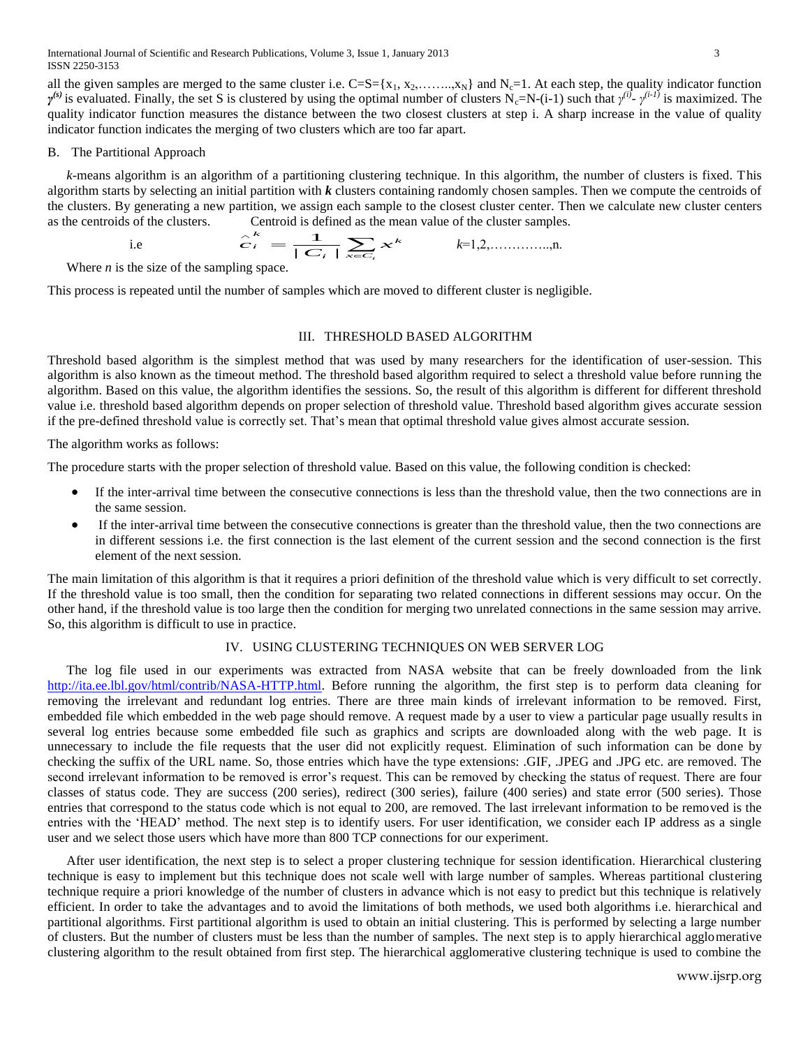all the given samples are merged to the same cluster i.e. $C=S=\{x_1, x_2,\ldots\ldots,x_N\}$ and $N_c=1$. At each step, the quality indicator function $\gamma^{(s)}$ is evaluated. Finally, the set S is clustered by using the optimal number of clusters $N_c=N-(i-1)$ such that $\gamma^{(i)}-\gamma^{(i-1)}$ is maximized. The quality indicator function measures the distance between the two closest clusters at step i. A sharp increase in the value of quality indicator function indicates the merging of two clusters which are too far apart.

## B. The Partitional Approach

*k*-means algorithm is an algorithm of a partitioning clustering technique. In this algorithm, the number of clusters is fixed. This algorithm starts by selecting an initial partition with ***k*** clusters containing randomly chosen samples. Then we compute the centroids of the clusters. By generating a new partition, we assign each sample to the closest cluster center. Then we calculate new cluster centers as the centroids of the clusters. Centroid is defined as the mean value of the cluster samples.

i.e $$\hat{c}_i^{\,k} = \frac{1}{|C_i|}\sum_{x \in C_i} x^k \qquad k=1,2,\ldots\ldots\ldots\ldots,n.$$

Where *n* is the size of the sampling space.

This process is repeated until the number of samples which are moved to different cluster is negligible.

# III. Threshold Based Algorithm

Threshold based algorithm is the simplest method that was used by many researchers for the identification of user-session. This algorithm is also known as the timeout method. The threshold based algorithm required to select a threshold value before running the algorithm. Based on this value, the algorithm identifies the sessions. So, the result of this algorithm is different for different threshold value i.e. threshold based algorithm depends on proper selection of threshold value. Threshold based algorithm gives accurate session if the pre-defined threshold value is correctly set. That's mean that optimal threshold value gives almost accurate session.

The algorithm works as follows:

The procedure starts with the proper selection of threshold value. Based on this value, the following condition is checked:

- If the inter-arrival time between the consecutive connections is less than the threshold value, then the two connections are in the same session.
- If the inter-arrival time between the consecutive connections is greater than the threshold value, then the two connections are in different sessions i.e. the first connection is the last element of the current session and the second connection is the first element of the next session.

The main limitation of this algorithm is that it requires a priori definition of the threshold value which is very difficult to set correctly. If the threshold value is too small, then the condition for separating two related connections in different sessions may occur. On the other hand, if the threshold value is too large then the condition for merging two unrelated connections in the same session may arrive. So, this algorithm is difficult to use in practice.

# IV. Using Clustering Techniques on Web Server Log

The log file used in our experiments was extracted from NASA website that can be freely downloaded from the link http://ita.ee.lbl.gov/html/contrib/NASA-HTTP.html. Before running the algorithm, the first step is to perform data cleaning for removing the irrelevant and redundant log entries. There are three main kinds of irrelevant information to be removed. First, embedded file which embedded in the web page should remove. A request made by a user to view a particular page usually results in several log entries because some embedded file such as graphics and scripts are downloaded along with the web page. It is unnecessary to include the file requests that the user did not explicitly request. Elimination of such information can be done by checking the suffix of the URL name. So, those entries which have the type extensions: .GIF, .JPEG and .JPG etc. are removed. The second irrelevant information to be removed is error's request. This can be removed by checking the status of request. There are four classes of status code. They are success (200 series), redirect (300 series), failure (400 series) and state error (500 series). Those entries that correspond to the status code which is not equal to 200, are removed. The last irrelevant information to be removed is the entries with the 'HEAD' method. The next step is to identify users. For user identification, we consider each IP address as a single user and we select those users which have more than 800 TCP connections for our experiment.

After user identification, the next step is to select a proper clustering technique for session identification. Hierarchical clustering technique is easy to implement but this technique does not scale well with large number of samples. Whereas partitional clustering technique require a priori knowledge of the number of clusters in advance which is not easy to predict but this technique is relatively efficient. In order to take the advantages and to avoid the limitations of both methods, we used both algorithms i.e. hierarchical and partitional algorithms. First partitional algorithm is used to obtain an initial clustering. This is performed by selecting a large number of clusters. But the number of clusters must be less than the number of samples. The next step is to apply hierarchical agglomerative clustering algorithm to the result obtained from first step. The hierarchical agglomerative clustering technique is used to combine the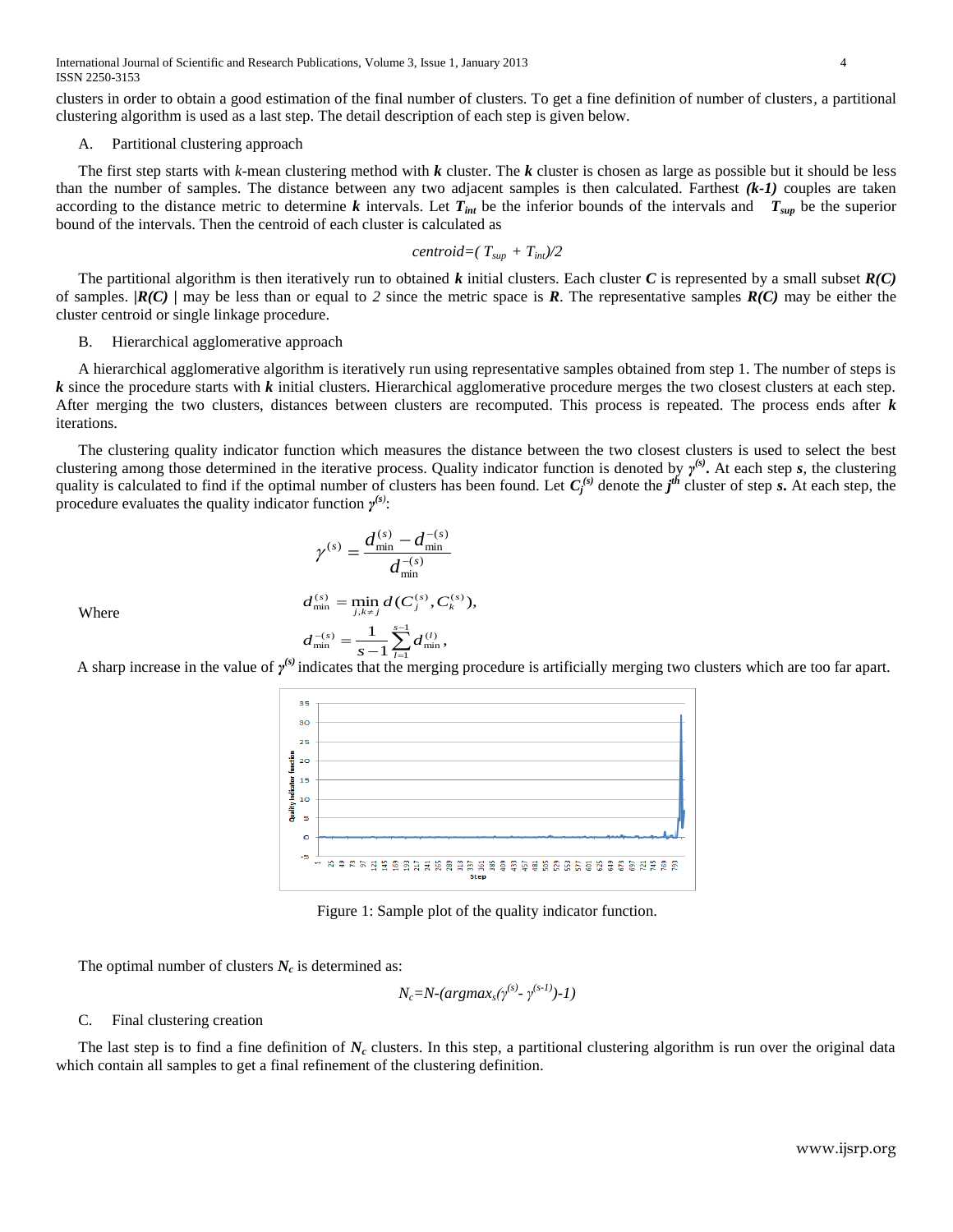clusters in order to obtain a good estimation of the final number of clusters. To get a fine definition of number of clusters, a partitional clustering algorithm is used as a last step. The detail description of each step is given below.

### A. Partitional clustering approach

The first step starts with *k*-mean clustering method with ***k*** cluster. The ***k*** cluster is chosen as large as possible but it should be less than the number of samples. The distance between any two adjacent samples is then calculated. Farthest ***(k-1)*** couples are taken according to the distance metric to determine ***k*** intervals. Let $T_{int}$ be the inferior bounds of the intervals and $T_{sup}$ be the superior bound of the intervals. Then the centroid of each cluster is calculated as

$$centroid=( T_{sup} + T_{int})/2$$

The partitional algorithm is then iteratively run to obtained ***k*** initial clusters. Each cluster ***C*** is represented by a small subset ***R(C)*** of samples. $|R(C)|$ may be less than or equal to *2* since the metric space is ***R***. The representative samples ***R(C)*** may be either the cluster centroid or single linkage procedure.

### B. Hierarchical agglomerative approach

A hierarchical agglomerative algorithm is iteratively run using representative samples obtained from step 1. The number of steps is ***k*** since the procedure starts with ***k*** initial clusters. Hierarchical agglomerative procedure merges the two closest clusters at each step. After merging the two clusters, distances between clusters are recomputed. This process is repeated. The process ends after ***k*** iterations.

The clustering quality indicator function which measures the distance between the two closest clusters is used to select the best clustering among those determined in the iterative process. Quality indicator function is denoted by $\gamma^{(s)}$. At each step ***s***, the clustering quality is calculated to find if the optimal number of clusters has been found. Let $C_j^{(s)}$ denote the $j^{th}$ cluster of step ***s***. At each step, the procedure evaluates the quality indicator function $\gamma^{(s)}$:

$$\gamma^{(s)} = \frac{d_{\min}^{(s)} - d_{\min}^{-(s)}}{d_{\min}^{-(s)}}$$

Where

$$d_{\min}^{(s)} = \min_{j,k \neq j} d(C_j^{(s)}, C_k^{(s)}),$$

$$d_{\min}^{-(s)} = \frac{1}{s-1}\sum_{l=1}^{s-1} d_{\min}^{(l)},$$

A sharp increase in the value of $\gamma^{(s)}$ indicates that the merging procedure is artificially merging two clusters which are too far apart.

Figure 1: Sample plot of the quality indicator function.

The optimal number of clusters $N_c$ is determined as:

$$N_c=N-(argmax_s(\gamma^{(s)}- \gamma^{(s-1)})-1)$$

### C. Final clustering creation

The last step is to find a fine definition of $N_c$ clusters. In this step, a partitional clustering algorithm is run over the original data which contain all samples to get a final refinement of the clustering definition.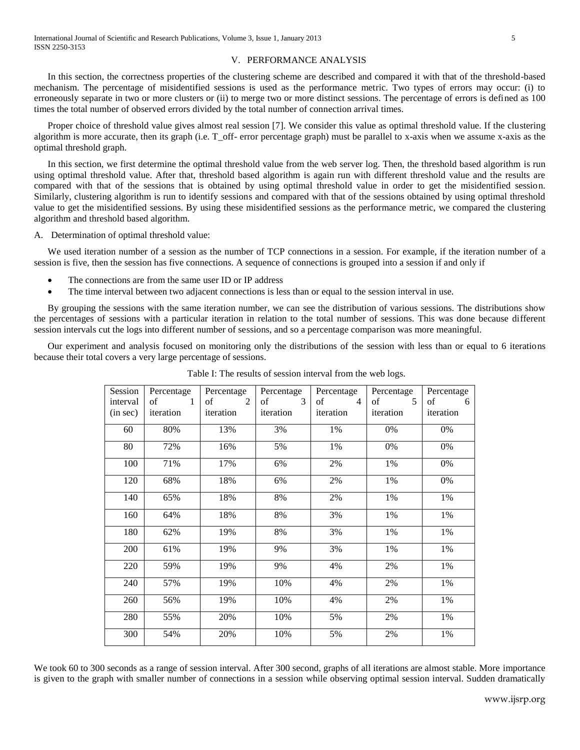## V. PERFORMANCE ANALYSIS

In this section, the correctness properties of the clustering scheme are described and compared it with that of the threshold-based mechanism. The percentage of misidentified sessions is used as the performance metric. Two types of errors may occur: (i) to erroneously separate in two or more clusters or (ii) to merge two or more distinct sessions. The percentage of errors is defined as 100 times the total number of observed errors divided by the total number of connection arrival times.

Proper choice of threshold value gives almost real session [7]. We consider this value as optimal threshold value. If the clustering algorithm is more accurate, then its graph (i.e. T_off- error percentage graph) must be parallel to x-axis when we assume x-axis as the optimal threshold graph.

In this section, we first determine the optimal threshold value from the web server log. Then, the threshold based algorithm is run using optimal threshold value. After that, threshold based algorithm is again run with different threshold value and the results are compared with that of the sessions that is obtained by using optimal threshold value in order to get the misidentified session. Similarly, clustering algorithm is run to identify sessions and compared with that of the sessions obtained by using optimal threshold value to get the misidentified sessions. By using these misidentified sessions as the performance metric, we compared the clustering algorithm and threshold based algorithm.

### A. Determination of optimal threshold value:

We used iteration number of a session as the number of TCP connections in a session. For example, if the iteration number of a session is five, then the session has five connections. A sequence of connections is grouped into a session if and only if

- The connections are from the same user ID or IP address
- The time interval between two adjacent connections is less than or equal to the session interval in use.

By grouping the sessions with the same iteration number, we can see the distribution of various sessions. The distributions show the percentages of sessions with a particular iteration in relation to the total number of sessions. This was done because different session intervals cut the logs into different number of sessions, and so a percentage comparison was more meaningful.

Our experiment and analysis focused on monitoring only the distributions of the session with less than or equal to 6 iterations because their total covers a very large percentage of sessions.

Table I: The results of session interval from the web logs.

| Session interval (in sec) | Percentage of 1 iteration | Percentage of 2 iteration | Percentage of 3 iteration | Percentage of 4 iteration | Percentage of 5 iteration | Percentage of 6 iteration |
|---|---|---|---|---|---|---|
| 60 | 80% | 13% | 3% | 1% | 0% | 0% |
| 80 | 72% | 16% | 5% | 1% | 0% | 0% |
| 100 | 71% | 17% | 6% | 2% | 1% | 0% |
| 120 | 68% | 18% | 6% | 2% | 1% | 0% |
| 140 | 65% | 18% | 8% | 2% | 1% | 1% |
| 160 | 64% | 18% | 8% | 3% | 1% | 1% |
| 180 | 62% | 19% | 8% | 3% | 1% | 1% |
| 200 | 61% | 19% | 9% | 3% | 1% | 1% |
| 220 | 59% | 19% | 9% | 4% | 2% | 1% |
| 240 | 57% | 19% | 10% | 4% | 2% | 1% |
| 260 | 56% | 19% | 10% | 4% | 2% | 1% |
| 280 | 55% | 20% | 10% | 5% | 2% | 1% |
| 300 | 54% | 20% | 10% | 5% | 2% | 1% |

We took 60 to 300 seconds as a range of session interval. After 300 second, graphs of all iterations are almost stable. More importance is given to the graph with smaller number of connections in a session while observing optimal session interval. Sudden dramatically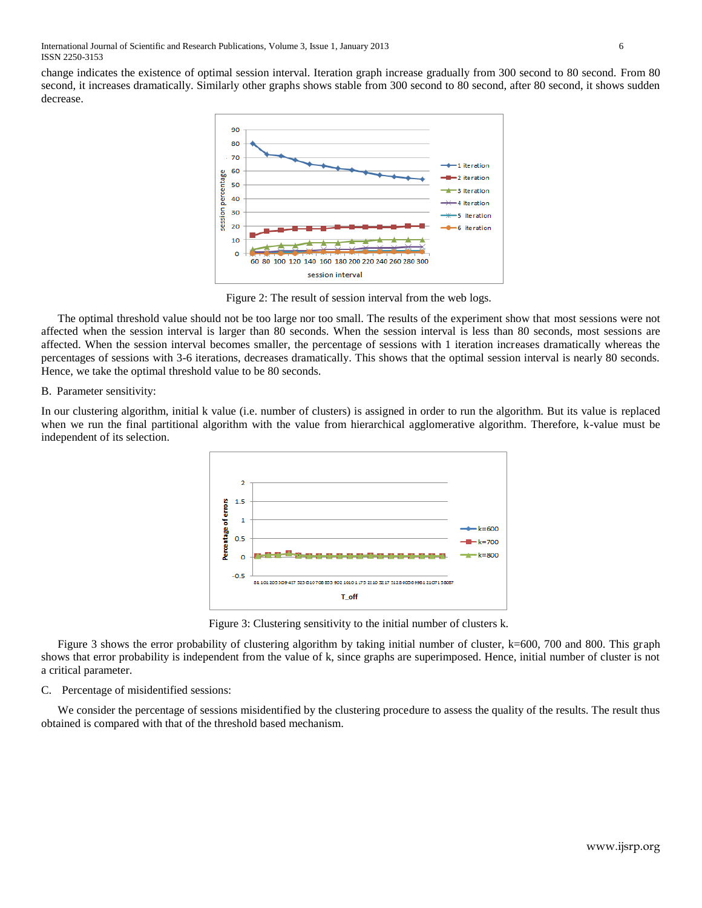change indicates the existence of optimal session interval. Iteration graph increase gradually from 300 second to 80 second. From 80 second, it increases dramatically. Similarly other graphs shows stable from 300 second to 80 second, after 80 second, it shows sudden decrease.

Figure 2: The result of session interval from the web logs.

The optimal threshold value should not be too large nor too small. The results of the experiment show that most sessions were not affected when the session interval is larger than 80 seconds. When the session interval is less than 80 seconds, most sessions are affected. When the session interval becomes smaller, the percentage of sessions with 1 iteration increases dramatically whereas the percentages of sessions with 3-6 iterations, decreases dramatically. This shows that the optimal session interval is nearly 80 seconds. Hence, we take the optimal threshold value to be 80 seconds.

B. Parameter sensitivity:

In our clustering algorithm, initial k value (i.e. number of clusters) is assigned in order to run the algorithm. But its value is replaced when we run the final partitional algorithm with the value from hierarchical agglomerative algorithm. Therefore, k-value must be independent of its selection.

Figure 3: Clustering sensitivity to the initial number of clusters k.

Figure 3 shows the error probability of clustering algorithm by taking initial number of cluster, k=600, 700 and 800. This graph shows that error probability is independent from the value of k, since graphs are superimposed. Hence, initial number of cluster is not a critical parameter.

C. Percentage of misidentified sessions:

We consider the percentage of sessions misidentified by the clustering procedure to assess the quality of the results. The result thus obtained is compared with that of the threshold based mechanism.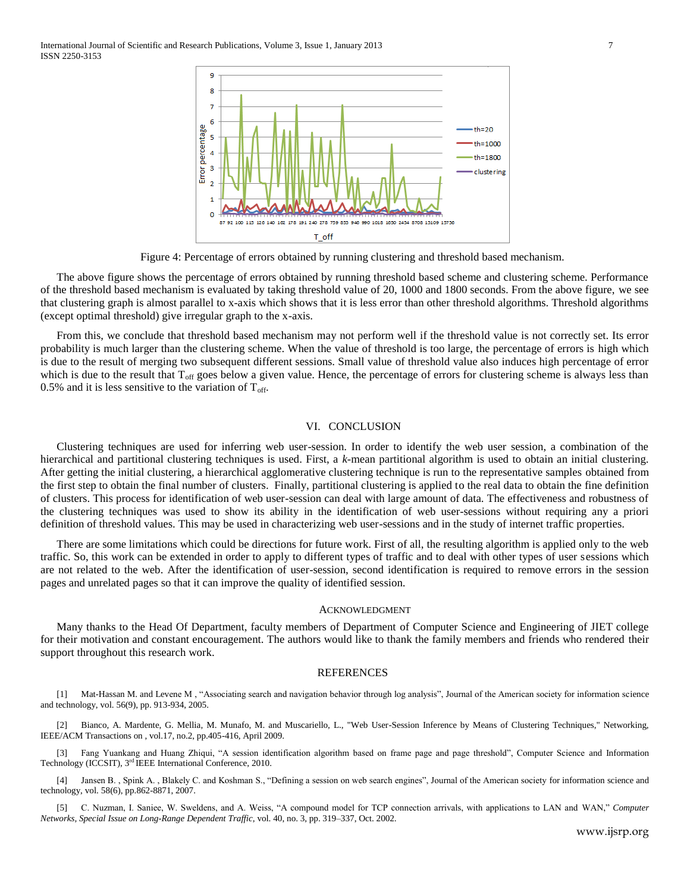Figure 4: Percentage of errors obtained by running clustering and threshold based mechanism.

The above figure shows the percentage of errors obtained by running threshold based scheme and clustering scheme. Performance of the threshold based mechanism is evaluated by taking threshold value of 20, 1000 and 1800 seconds. From the above figure, we see that clustering graph is almost parallel to x-axis which shows that it is less error than other threshold algorithms. Threshold algorithms (except optimal threshold) give irregular graph to the x-axis.

From this, we conclude that threshold based mechanism may not perform well if the threshold value is not correctly set. Its error probability is much larger than the clustering scheme. When the value of threshold is too large, the percentage of errors is high which is due to the result of merging two subsequent different sessions. Small value of threshold value also induces high percentage of error which is due to the result that $T_{off}$ goes below a given value. Hence, the percentage of errors for clustering scheme is always less than 0.5% and it is less sensitive to the variation of $T_{off}$.

## VI. CONCLUSION

Clustering techniques are used for inferring web user-session. In order to identify the web user session, a combination of the hierarchical and partitional clustering techniques is used. First, a *k*-mean partitional algorithm is used to obtain an initial clustering. After getting the initial clustering, a hierarchical agglomerative clustering technique is run to the representative samples obtained from the first step to obtain the final number of clusters. Finally, partitional clustering is applied to the real data to obtain the fine definition of clusters. This process for identification of web user-session can deal with large amount of data. The effectiveness and robustness of the clustering techniques was used to show its ability in the identification of web user-sessions without requiring any a priori definition of threshold values. This may be used in characterizing web user-sessions and in the study of internet traffic properties.

There are some limitations which could be directions for future work. First of all, the resulting algorithm is applied only to the web traffic. So, this work can be extended in order to apply to different types of traffic and to deal with other types of user sessions which are not related to the web. After the identification of user-session, second identification is required to remove errors in the session pages and unrelated pages so that it can improve the quality of identified session.

## ACKNOWLEDGMENT

Many thanks to the Head Of Department, faculty members of Department of Computer Science and Engineering of JIET college for their motivation and constant encouragement. The authors would like to thank the family members and friends who rendered their support throughout this research work.

## REFERENCES

[1] Mat-Hassan M. and Levene M , "Associating search and navigation behavior through log analysis", Journal of the American society for information science and technology, vol. 56(9), pp. 913-934, 2005.

[2] Bianco, A. Mardente, G. Mellia, M. Munafo, M. and Muscariello, L., "Web User-Session Inference by Means of Clustering Techniques," Networking, IEEE/ACM Transactions on , vol.17, no.2, pp.405-416, April 2009.

[3] Fang Yuankang and Huang Zhiqui, "A session identification algorithm based on frame page and page threshold", Computer Science and Information Technology (ICCSIT), 3rd IEEE International Conference, 2010.

[4] Jansen B. , Spink A. , Blakely C. and Koshman S., "Defining a session on web search engines", Journal of the American society for information science and technology, vol. 58(6), pp.862-8871, 2007.

[5] C. Nuzman, I. Saniee, W. Sweldens, and A. Weiss, "A compound model for TCP connection arrivals, with applications to LAN and WAN," *Computer Networks, Special Issue on Long-Range Dependent Traffic*, vol. 40, no. 3, pp. 319–337, Oct. 2002.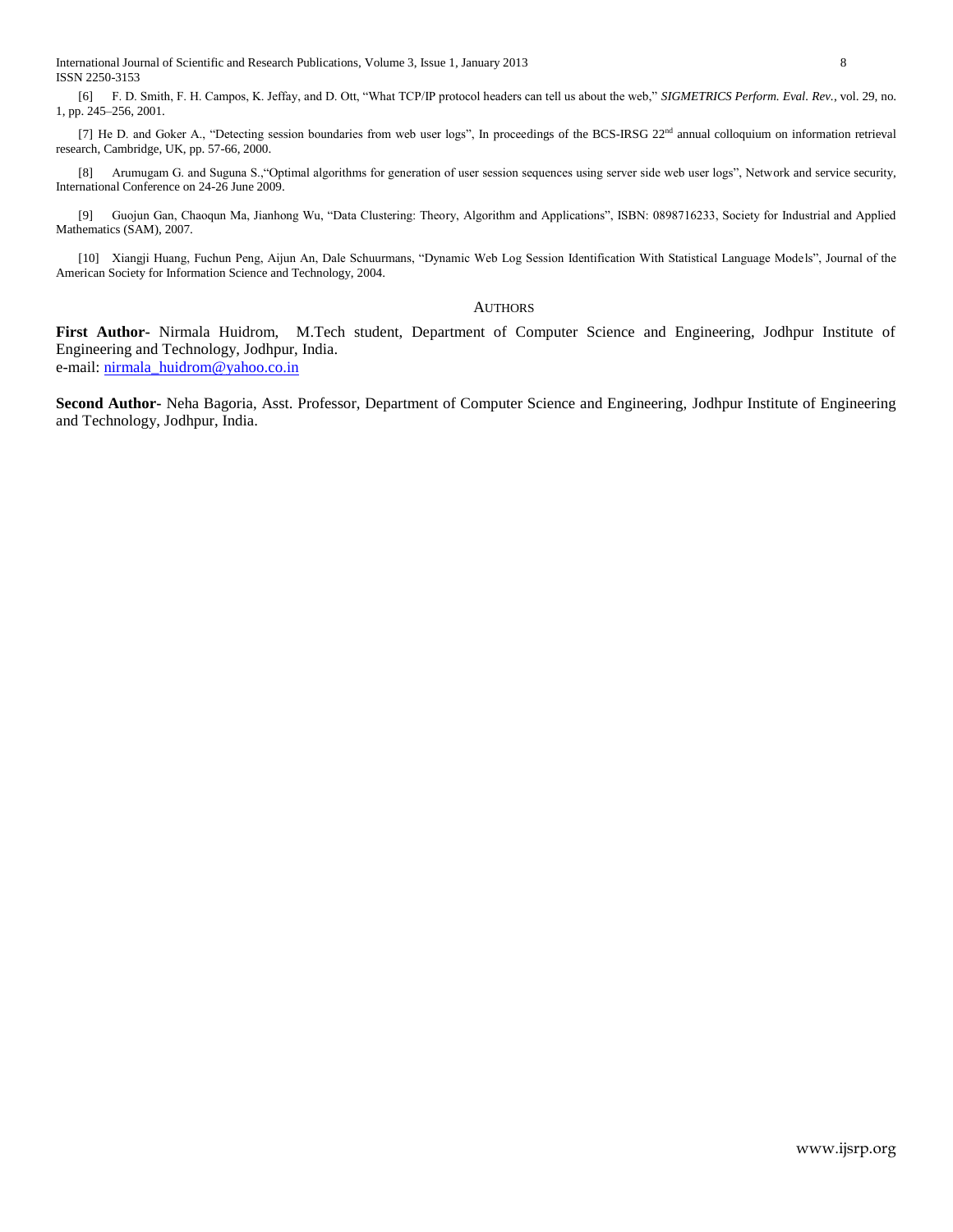[6] F. D. Smith, F. H. Campos, K. Jeffay, and D. Ott, "What TCP/IP protocol headers can tell us about the web," *SIGMETRICS Perform. Eval. Rev.*, vol. 29, no. 1, pp. 245–256, 2001.

[7] He D. and Goker A., "Detecting session boundaries from web user logs", In proceedings of the BCS-IRSG 22nd annual colloquium on information retrieval research, Cambridge, UK, pp. 57-66, 2000.

[8] Arumugam G. and Suguna S.,"Optimal algorithms for generation of user session sequences using server side web user logs", Network and service security, International Conference on 24-26 June 2009.

[9] Guojun Gan, Chaoqun Ma, Jianhong Wu, "Data Clustering: Theory, Algorithm and Applications", ISBN: 0898716233, Society for Industrial and Applied Mathematics (SAM), 2007.

[10] Xiangji Huang, Fuchun Peng, Aijun An, Dale Schuurmans, "Dynamic Web Log Session Identification With Statistical Language Models", Journal of the American Society for Information Science and Technology, 2004.

## AUTHORS

**First Author-** Nirmala Huidrom, M.Tech student, Department of Computer Science and Engineering, Jodhpur Institute of Engineering and Technology, Jodhpur, India.
e-mail: nirmala_huidrom@yahoo.co.in

**Second Author-** Neha Bagoria, Asst. Professor, Department of Computer Science and Engineering, Jodhpur Institute of Engineering and Technology, Jodhpur, India.